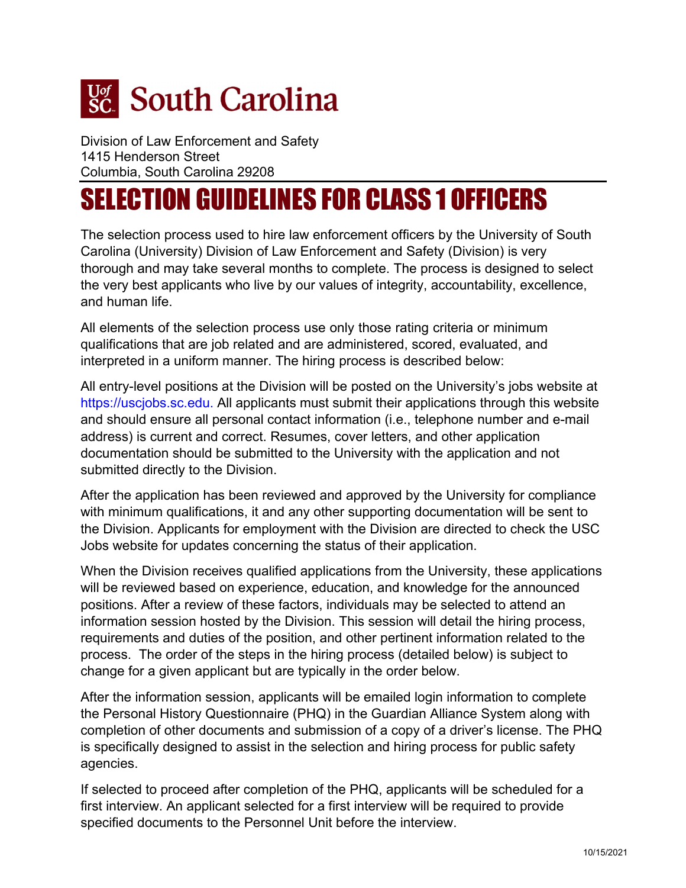South Carolina

Division of Law Enforcement and Safety
1415 Henderson Street
Columbia, South Carolina 29208

# SELECTION GUIDELINES FOR CLASS 1 OFFICERS

The selection process used to hire law enforcement officers by the University of South Carolina (University) Division of Law Enforcement and Safety (Division) is very thorough and may take several months to complete. The process is designed to select the very best applicants who live by our values of integrity, accountability, excellence, and human life.

All elements of the selection process use only those rating criteria or minimum qualifications that are job related and are administered, scored, evaluated, and interpreted in a uniform manner. The hiring process is described below:

All entry-level positions at the Division will be posted on the University's jobs website at https://uscjobs.sc.edu. All applicants must submit their applications through this website and should ensure all personal contact information (i.e., telephone number and e-mail address) is current and correct. Resumes, cover letters, and other application documentation should be submitted to the University with the application and not submitted directly to the Division.

After the application has been reviewed and approved by the University for compliance with minimum qualifications, it and any other supporting documentation will be sent to the Division. Applicants for employment with the Division are directed to check the USC Jobs website for updates concerning the status of their application.

When the Division receives qualified applications from the University, these applications will be reviewed based on experience, education, and knowledge for the announced positions. After a review of these factors, individuals may be selected to attend an information session hosted by the Division. This session will detail the hiring process, requirements and duties of the position, and other pertinent information related to the process. The order of the steps in the hiring process (detailed below) is subject to change for a given applicant but are typically in the order below.

After the information session, applicants will be emailed login information to complete the Personal History Questionnaire (PHQ) in the Guardian Alliance System along with completion of other documents and submission of a copy of a driver's license. The PHQ is specifically designed to assist in the selection and hiring process for public safety agencies.

If selected to proceed after completion of the PHQ, applicants will be scheduled for a first interview. An applicant selected for a first interview will be required to provide specified documents to the Personnel Unit before the interview.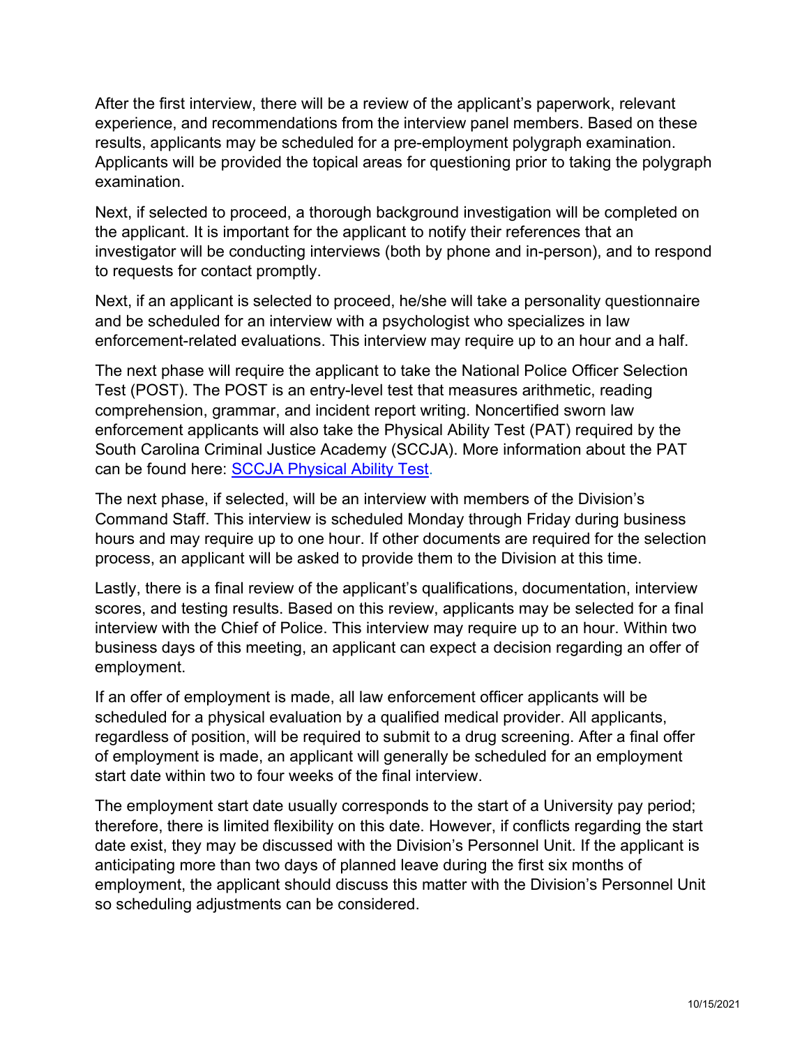After the first interview, there will be a review of the applicant's paperwork, relevant experience, and recommendations from the interview panel members. Based on these results, applicants may be scheduled for a pre-employment polygraph examination. Applicants will be provided the topical areas for questioning prior to taking the polygraph examination.

Next, if selected to proceed, a thorough background investigation will be completed on the applicant. It is important for the applicant to notify their references that an investigator will be conducting interviews (both by phone and in-person), and to respond to requests for contact promptly.

Next, if an applicant is selected to proceed, he/she will take a personality questionnaire and be scheduled for an interview with a psychologist who specializes in law enforcement-related evaluations. This interview may require up to an hour and a half.

The next phase will require the applicant to take the National Police Officer Selection Test (POST). The POST is an entry-level test that measures arithmetic, reading comprehension, grammar, and incident report writing. Noncertified sworn law enforcement applicants will also take the Physical Ability Test (PAT) required by the South Carolina Criminal Justice Academy (SCCJA). More information about the PAT can be found here: SCCJA Physical Ability Test.

The next phase, if selected, will be an interview with members of the Division's Command Staff. This interview is scheduled Monday through Friday during business hours and may require up to one hour. If other documents are required for the selection process, an applicant will be asked to provide them to the Division at this time.

Lastly, there is a final review of the applicant's qualifications, documentation, interview scores, and testing results. Based on this review, applicants may be selected for a final interview with the Chief of Police. This interview may require up to an hour. Within two business days of this meeting, an applicant can expect a decision regarding an offer of employment.

If an offer of employment is made, all law enforcement officer applicants will be scheduled for a physical evaluation by a qualified medical provider. All applicants, regardless of position, will be required to submit to a drug screening. After a final offer of employment is made, an applicant will generally be scheduled for an employment start date within two to four weeks of the final interview.

The employment start date usually corresponds to the start of a University pay period; therefore, there is limited flexibility on this date. However, if conflicts regarding the start date exist, they may be discussed with the Division's Personnel Unit. If the applicant is anticipating more than two days of planned leave during the first six months of employment, the applicant should discuss this matter with the Division's Personnel Unit so scheduling adjustments can be considered.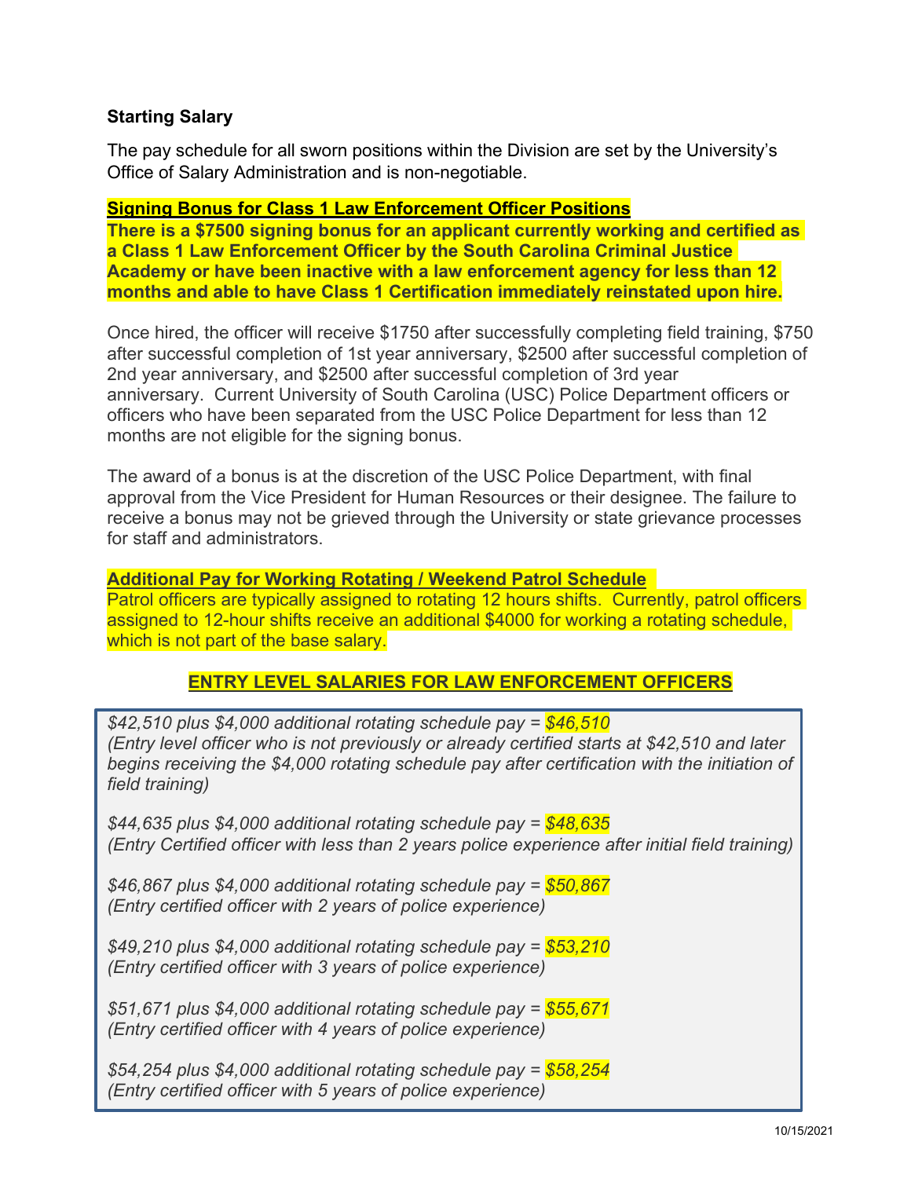**Starting Salary**

The pay schedule for all sworn positions within the Division are set by the University's Office of Salary Administration and is non-negotiable.

**Signing Bonus for Class 1 Law Enforcement Officer Positions**

**There is a $7500 signing bonus for an applicant currently working and certified as a Class 1 Law Enforcement Officer by the South Carolina Criminal Justice Academy or have been inactive with a law enforcement agency for less than 12 months and able to have Class 1 Certification immediately reinstated upon hire.**

Once hired, the officer will receive $1750 after successfully completing field training, $750 after successful completion of 1st year anniversary, $2500 after successful completion of 2nd year anniversary, and $2500 after successful completion of 3rd year anniversary. Current University of South Carolina (USC) Police Department officers or officers who have been separated from the USC Police Department for less than 12 months are not eligible for the signing bonus.

The award of a bonus is at the discretion of the USC Police Department, with final approval from the Vice President for Human Resources or their designee. The failure to receive a bonus may not be grieved through the University or state grievance processes for staff and administrators.

**Additional Pay for Working Rotating / Weekend Patrol Schedule**

Patrol officers are typically assigned to rotating 12 hours shifts. Currently, patrol officers assigned to 12-hour shifts receive an additional $4000 for working a rotating schedule, which is not part of the base salary.

## ENTRY LEVEL SALARIES FOR LAW ENFORCEMENT OFFICERS

*$42,510 plus $4,000 additional rotating schedule pay = $46,510*
*(Entry level officer who is not previously or already certified starts at $42,510 and later begins receiving the $4,000 rotating schedule pay after certification with the initiation of field training)*

*$44,635 plus $4,000 additional rotating schedule pay = $48,635*
*(Entry Certified officer with less than 2 years police experience after initial field training)*

*$46,867 plus $4,000 additional rotating schedule pay = $50,867*
*(Entry certified officer with 2 years of police experience)*

*$49,210 plus $4,000 additional rotating schedule pay = $53,210*
*(Entry certified officer with 3 years of police experience)*

*$51,671 plus $4,000 additional rotating schedule pay = $55,671*
*(Entry certified officer with 4 years of police experience)*

*$54,254 plus $4,000 additional rotating schedule pay = $58,254*
*(Entry certified officer with 5 years of police experience)*

10/15/2021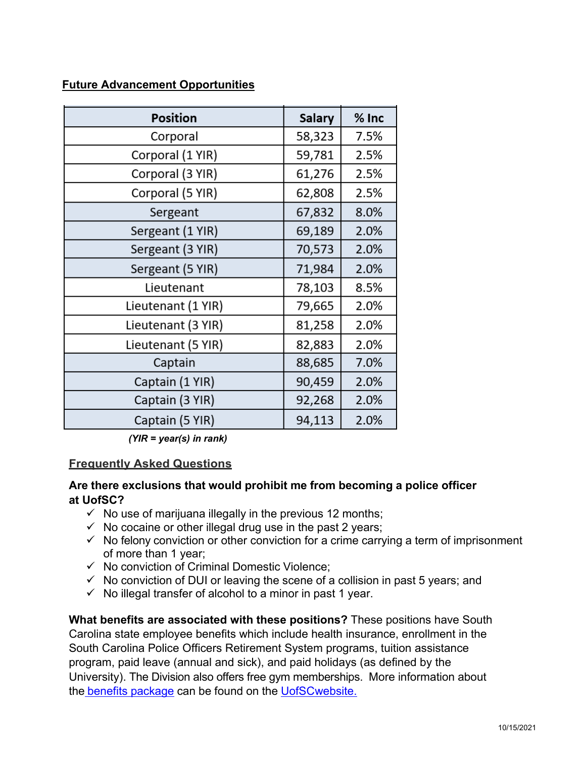## Future Advancement Opportunities

| Position | Salary | % Inc |
|---|---|---|
| Corporal | 58,323 | 7.5% |
| Corporal (1 YIR) | 59,781 | 2.5% |
| Corporal (3 YIR) | 61,276 | 2.5% |
| Corporal (5 YIR) | 62,808 | 2.5% |
| Sergeant | 67,832 | 8.0% |
| Sergeant (1 YIR) | 69,189 | 2.0% |
| Sergeant (3 YIR) | 70,573 | 2.0% |
| Sergeant (5 YIR) | 71,984 | 2.0% |
| Lieutenant | 78,103 | 8.5% |
| Lieutenant (1 YIR) | 79,665 | 2.0% |
| Lieutenant (3 YIR) | 81,258 | 2.0% |
| Lieutenant (5 YIR) | 82,883 | 2.0% |
| Captain | 88,685 | 7.0% |
| Captain (1 YIR) | 90,459 | 2.0% |
| Captain (3 YIR) | 92,268 | 2.0% |
| Captain (5 YIR) | 94,113 | 2.0% |

***(YIR = year(s) in rank)***

## Frequently Asked Questions

**Are there exclusions that would prohibit me from becoming a police officer at UofSC?**

- ✓ No use of marijuana illegally in the previous 12 months;
- ✓ No cocaine or other illegal drug use in the past 2 years;
- ✓ No felony conviction or other conviction for a crime carrying a term of imprisonment of more than 1 year;
- ✓ No conviction of Criminal Domestic Violence;
- ✓ No conviction of DUI or leaving the scene of a collision in past 5 years; and
- ✓ No illegal transfer of alcohol to a minor in past 1 year.

**What benefits are associated with these positions?** These positions have South Carolina state employee benefits which include health insurance, enrollment in the South Carolina Police Officers Retirement System programs, tuition assistance program, paid leave (annual and sick), and paid holidays (as defined by the University). The Division also offers free gym memberships. More information about the benefits package can be found on the UofSCwebsite.

10/15/2021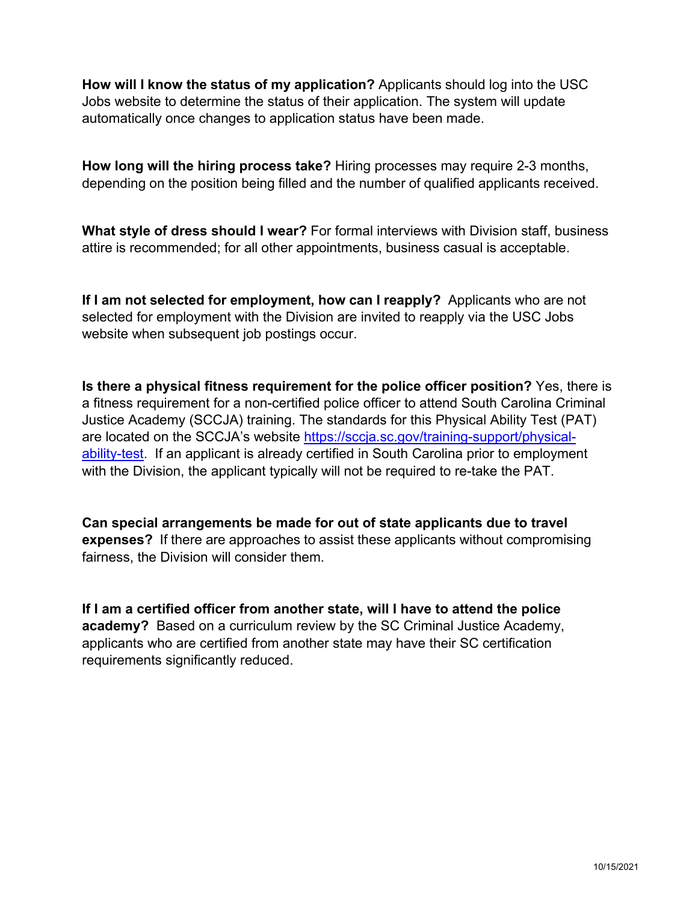**How will I know the status of my application?** Applicants should log into the USC Jobs website to determine the status of their application. The system will update automatically once changes to application status have been made.

**How long will the hiring process take?** Hiring processes may require 2-3 months, depending on the position being filled and the number of qualified applicants received.

**What style of dress should I wear?** For formal interviews with Division staff, business attire is recommended; for all other appointments, business casual is acceptable.

**If I am not selected for employment, how can I reapply?** Applicants who are not selected for employment with the Division are invited to reapply via the USC Jobs website when subsequent job postings occur.

**Is there a physical fitness requirement for the police officer position?** Yes, there is a fitness requirement for a non-certified police officer to attend South Carolina Criminal Justice Academy (SCCJA) training. The standards for this Physical Ability Test (PAT) are located on the SCCJA's website [https://sccja.sc.gov/training-support/physical-ability-test](https://sccja.sc.gov/training-support/physical-ability-test). If an applicant is already certified in South Carolina prior to employment with the Division, the applicant typically will not be required to re-take the PAT.

**Can special arrangements be made for out of state applicants due to travel expenses?** If there are approaches to assist these applicants without compromising fairness, the Division will consider them.

**If I am a certified officer from another state, will I have to attend the police academy?** Based on a curriculum review by the SC Criminal Justice Academy, applicants who are certified from another state may have their SC certification requirements significantly reduced.

10/15/2021